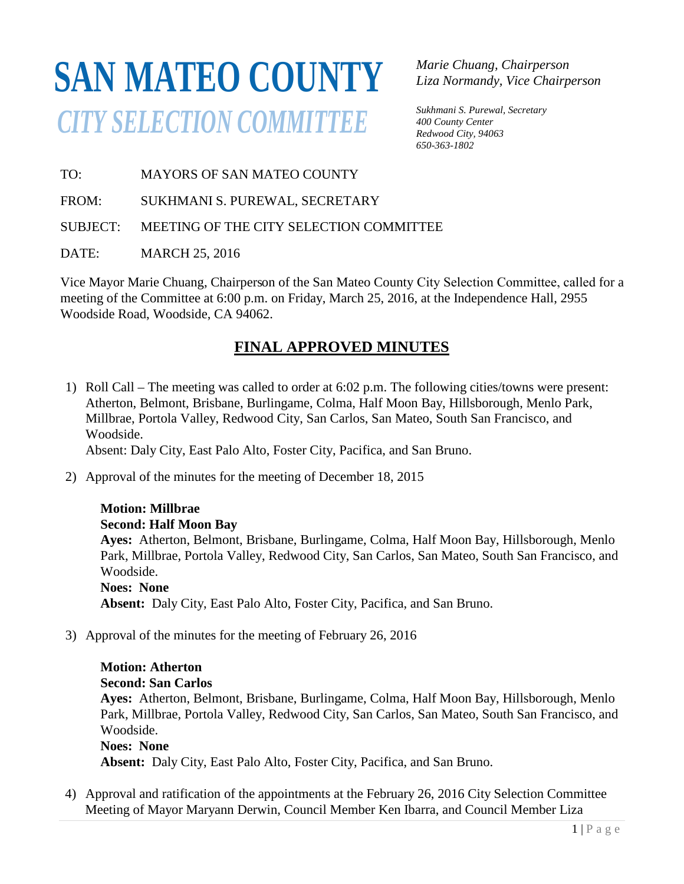# SAN MATEO COUNTY

## *CITY SELECTION COMMITTEE*

*Marie Chuang, Chairperson*
*Liza Normandy, Vice Chairperson*

*Sukhmani S. Purewal, Secretary*
*400 County Center*
*Redwood City, 94063*
*650-363-1802*

TO: MAYORS OF SAN MATEO COUNTY

FROM: SUKHMANI S. PUREWAL, SECRETARY

SUBJECT: MEETING OF THE CITY SELECTION COMMITTEE

DATE: MARCH 25, 2016

Vice Mayor Marie Chuang, Chairperson of the San Mateo County City Selection Committee, called for a meeting of the Committee at 6:00 p.m. on Friday, March 25, 2016, at the Independence Hall, 2955 Woodside Road, Woodside, CA 94062.

## FINAL APPROVED MINUTES

1) Roll Call – The meeting was called to order at 6:02 p.m. The following cities/towns were present: Atherton, Belmont, Brisbane, Burlingame, Colma, Half Moon Bay, Hillsborough, Menlo Park, Millbrae, Portola Valley, Redwood City, San Carlos, San Mateo, South San Francisco, and Woodside.
   Absent: Daly City, East Palo Alto, Foster City, Pacifica, and San Bruno.

2) Approval of the minutes for the meeting of December 18, 2015

   **Motion: Millbrae**
   **Second: Half Moon Bay**
   **Ayes:** Atherton, Belmont, Brisbane, Burlingame, Colma, Half Moon Bay, Hillsborough, Menlo Park, Millbrae, Portola Valley, Redwood City, San Carlos, San Mateo, South San Francisco, and Woodside.
   **Noes: None**
   **Absent:** Daly City, East Palo Alto, Foster City, Pacifica, and San Bruno.

3) Approval of the minutes for the meeting of February 26, 2016

   **Motion: Atherton**
   **Second: San Carlos**
   **Ayes:** Atherton, Belmont, Brisbane, Burlingame, Colma, Half Moon Bay, Hillsborough, Menlo Park, Millbrae, Portola Valley, Redwood City, San Carlos, San Mateo, South San Francisco, and Woodside.
   **Noes: None**
   **Absent:** Daly City, East Palo Alto, Foster City, Pacifica, and San Bruno.

4) Approval and ratification of the appointments at the February 26, 2016 City Selection Committee Meeting of Mayor Maryann Derwin, Council Member Ken Ibarra, and Council Member Liza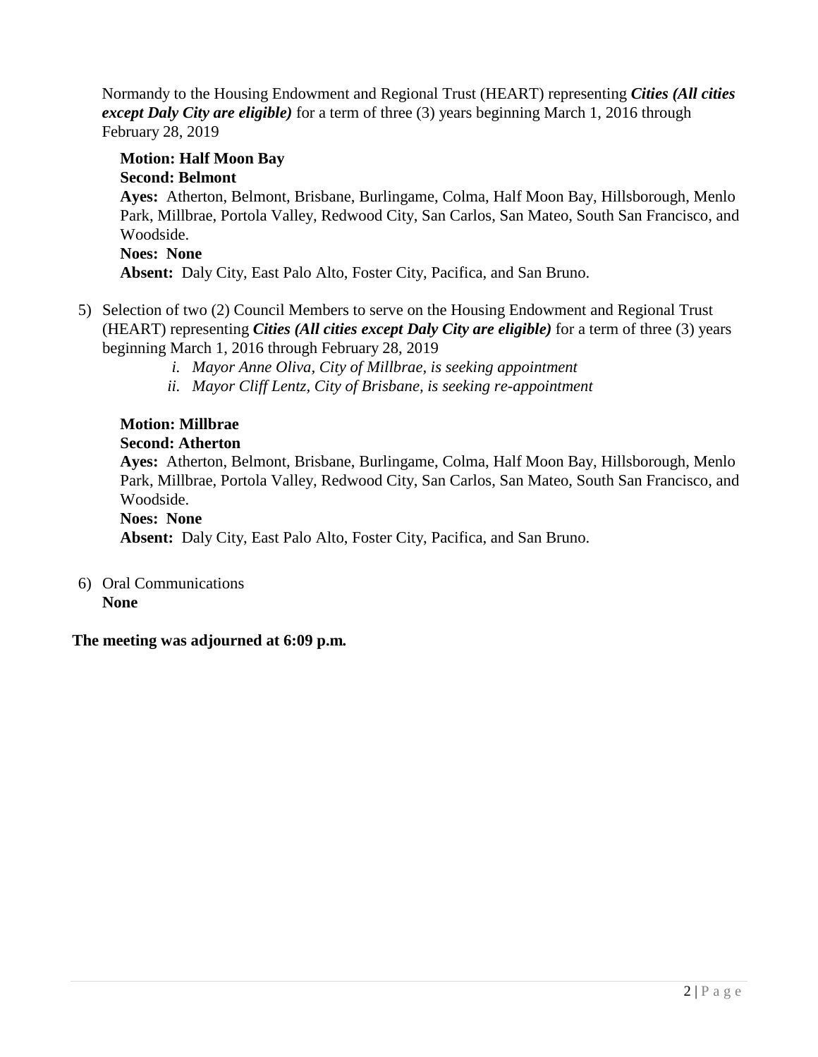Normandy to the Housing Endowment and Regional Trust (HEART) representing ***Cities (All cities except Daly City are eligible)*** for a term of three (3) years beginning March 1, 2016 through February 28, 2019

**Motion: Half Moon Bay**
**Second: Belmont**
**Ayes:** Atherton, Belmont, Brisbane, Burlingame, Colma, Half Moon Bay, Hillsborough, Menlo Park, Millbrae, Portola Valley, Redwood City, San Carlos, San Mateo, South San Francisco, and Woodside.
**Noes: None**
**Absent:** Daly City, East Palo Alto, Foster City, Pacifica, and San Bruno.

5) Selection of two (2) Council Members to serve on the Housing Endowment and Regional Trust (HEART) representing ***Cities (All cities except Daly City are eligible)*** for a term of three (3) years beginning March 1, 2016 through February 28, 2019
   i. *Mayor Anne Oliva, City of Millbrae, is seeking appointment*
   ii. *Mayor Cliff Lentz, City of Brisbane, is seeking re-appointment*

**Motion: Millbrae**
**Second: Atherton**
**Ayes:** Atherton, Belmont, Brisbane, Burlingame, Colma, Half Moon Bay, Hillsborough, Menlo Park, Millbrae, Portola Valley, Redwood City, San Carlos, San Mateo, South San Francisco, and Woodside.
**Noes: None**
**Absent:** Daly City, East Palo Alto, Foster City, Pacifica, and San Bruno.

6) Oral Communications
   **None**

**The meeting was adjourned at 6:09 p.m.**